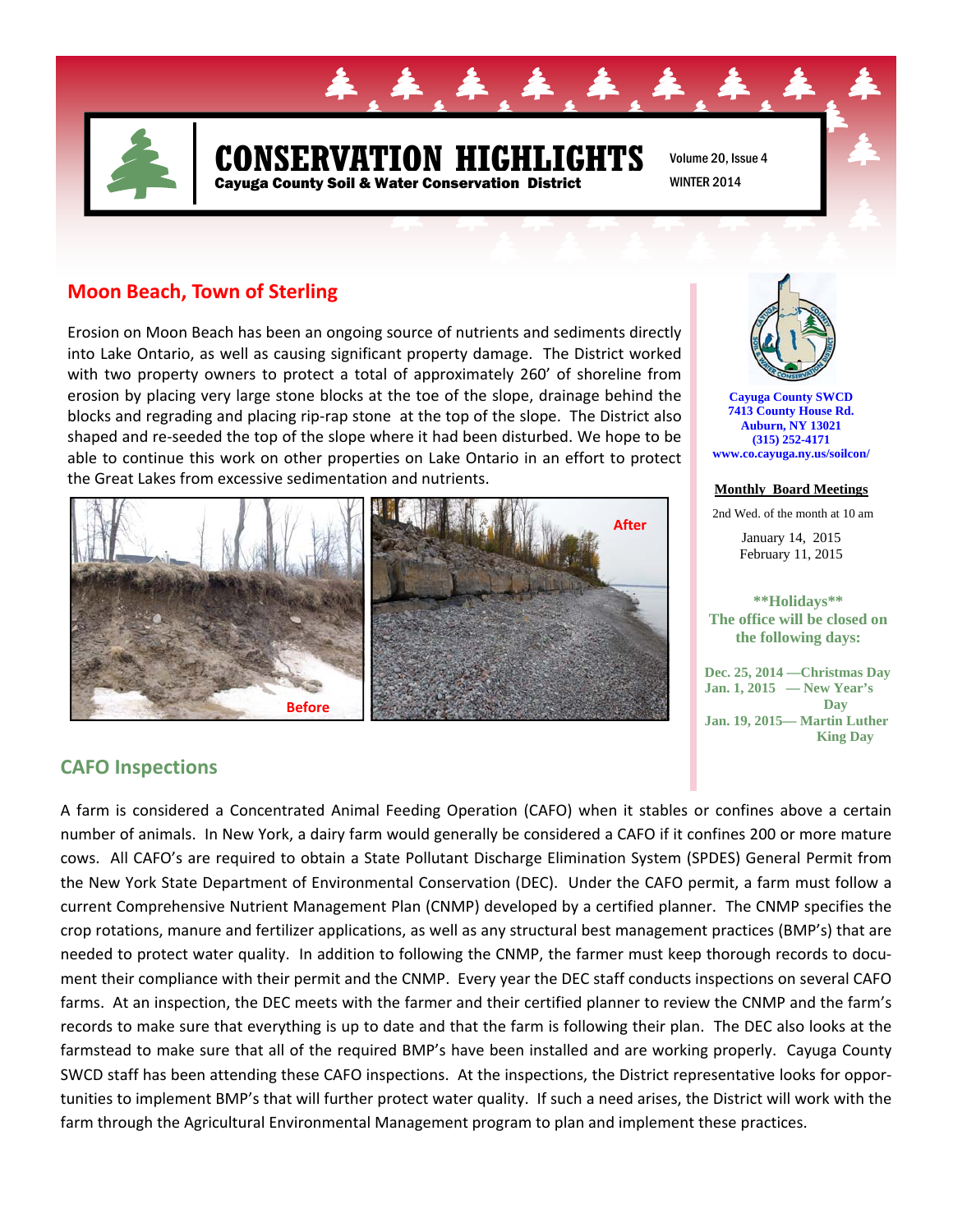# CONSERVATION HIGHLIGHTS

**Cayuga County Soil & Water Conservation District**

Volume 20, Issue 4

WINTER 2014

## Moon Beach, Town of Sterling

Erosion on Moon Beach has been an ongoing source of nutrients and sediments directly into Lake Ontario, as well as causing significant property damage. The District worked with two property owners to protect a total of approximately 260' of shoreline from erosion by placing very large stone blocks at the toe of the slope, drainage behind the blocks and regrading and placing rip-rap stone at the top of the slope. The District also shaped and re-seeded the top of the slope where it had been disturbed. We hope to be able to continue this work on other properties on Lake Ontario in an effort to protect the Great Lakes from excessive sedimentation and nutrients.

Before

After

**Cayuga County SWCD**
**7413 County House Rd.**
**Auburn, NY 13021**
**(315) 252-4171**
**www.co.cayuga.ny.us/soilcon/**

**Monthly Board Meetings**

2nd Wed. of the month at 10 am

January 14, 2015
February 11, 2015

**\*\*Holidays\*\***
**The office will be closed on the following days:**

**Dec. 25, 2014 —Christmas Day**
**Jan. 1, 2015 — New Year's Day**
**Jan. 19, 2015— Martin Luther King Day**

## CAFO Inspections

A farm is considered a Concentrated Animal Feeding Operation (CAFO) when it stables or confines above a certain number of animals. In New York, a dairy farm would generally be considered a CAFO if it confines 200 or more mature cows. All CAFO's are required to obtain a State Pollutant Discharge Elimination System (SPDES) General Permit from the New York State Department of Environmental Conservation (DEC). Under the CAFO permit, a farm must follow a current Comprehensive Nutrient Management Plan (CNMP) developed by a certified planner. The CNMP specifies the crop rotations, manure and fertilizer applications, as well as any structural best management practices (BMP's) that are needed to protect water quality. In addition to following the CNMP, the farmer must keep thorough records to document their compliance with their permit and the CNMP. Every year the DEC staff conducts inspections on several CAFO farms. At an inspection, the DEC meets with the farmer and their certified planner to review the CNMP and the farm's records to make sure that everything is up to date and that the farm is following their plan. The DEC also looks at the farmstead to make sure that all of the required BMP's have been installed and are working properly. Cayuga County SWCD staff has been attending these CAFO inspections. At the inspections, the District representative looks for opportunities to implement BMP's that will further protect water quality. If such a need arises, the District will work with the farm through the Agricultural Environmental Management program to plan and implement these practices.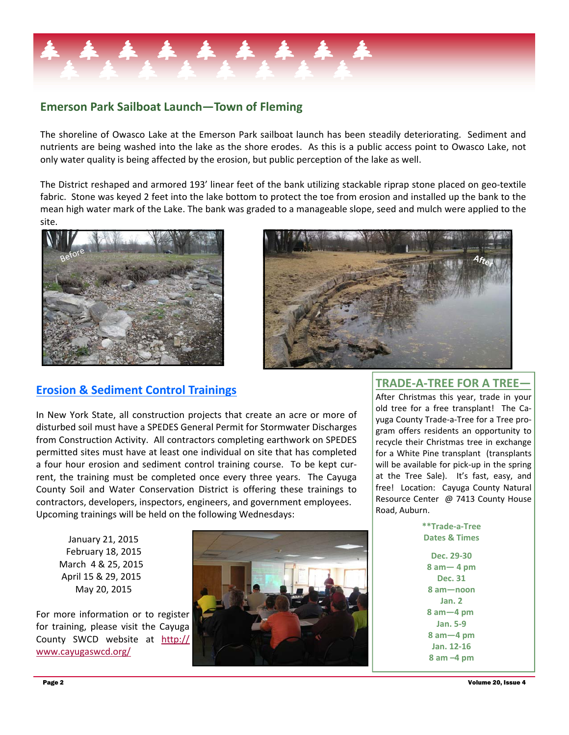## Emerson Park Sailboat Launch—Town of Fleming

The shoreline of Owasco Lake at the Emerson Park sailboat launch has been steadily deteriorating. Sediment and nutrients are being washed into the lake as the shore erodes. As this is a public access point to Owasco Lake, not only water quality is being affected by the erosion, but public perception of the lake as well.

The District reshaped and armored 193' linear feet of the bank utilizing stackable riprap stone placed on geo-textile fabric. Stone was keyed 2 feet into the lake bottom to protect the toe from erosion and installed up the bank to the mean high water mark of the Lake. The bank was graded to a manageable slope, seed and mulch were applied to the site.

Before

After

## Erosion & Sediment Control Trainings

In New York State, all construction projects that create an acre or more of disturbed soil must have a SPEDES General Permit for Stormwater Discharges from Construction Activity. All contractors completing earthwork on SPEDES permitted sites must have at least one individual on site that has completed a four hour erosion and sediment control training course. To be kept current, the training must be completed once every three years. The Cayuga County Soil and Water Conservation District is offering these trainings to contractors, developers, inspectors, engineers, and government employees. Upcoming trainings will be held on the following Wednesdays:

January 21, 2015
February 18, 2015
March 4 & 25, 2015
April 15 & 29, 2015
May 20, 2015

For more information or to register for training, please visit the Cayuga County SWCD website at http://www.cayugaswcd.org/

## TRADE-A-TREE FOR A TREE—

After Christmas this year, trade in your old tree for a free transplant! The Cayuga County Trade-a-Tree for a Tree program offers residents an opportunity to recycle their Christmas tree in exchange for a White Pine transplant (transplants will be available for pick-up in the spring at the Tree Sale). It's fast, easy, and free! Location: Cayuga County Natural Resource Center @ 7413 County House Road, Auburn.

**\*\*Trade-a-Tree Dates & Times**

**Dec. 29-30**
**8 am— 4 pm**
**Dec. 31**
**8 am—noon**
**Jan. 2**
**8 am—4 pm**
**Jan. 5-9**
**8 am—4 pm**
**Jan. 12-16**
**8 am –4 pm**